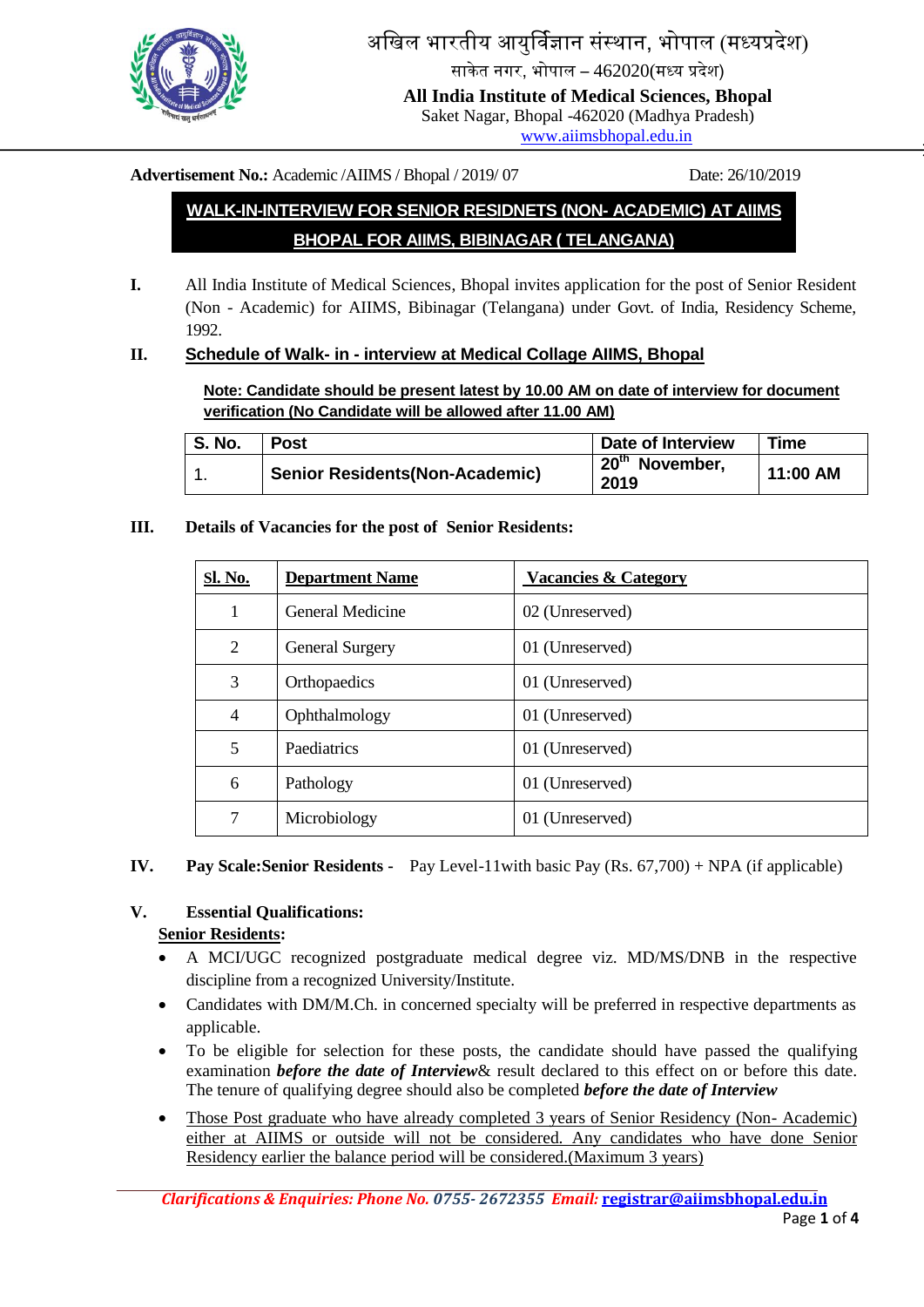# अखिल भारतीय आयुर्विज्ञान संस्थान, भोपाल (मध्यप्रदेश)

साकेत नगर, भोपाल – 462020(मध्य प्रदेश)

**All India Institute of Medical Sciences, Bhopal**

Saket Nagar, Bhopal -462020 (Madhya Pradesh)

www.aiimsbhopal.edu.in

**Advertisement No.:** Academic /AIIMS / Bhopal / 2019/ 07 Date: 26/10/2019

## WALK-IN-INTERVIEW FOR SENIOR RESIDNETS (NON- ACADEMIC) AT AIIMS BHOPAL FOR AIIMS, BIBINAGAR ( TELANGANA)

**I.** All India Institute of Medical Sciences, Bhopal invites application for the post of Senior Resident (Non - Academic) for AIIMS, Bibinagar (Telangana) under Govt. of India, Residency Scheme, 1992.

**II. Schedule of Walk- in - interview at Medical Collage AIIMS, Bhopal**

**Note: Candidate should be present latest by 10.00 AM on date of interview for document verification (No Candidate will be allowed after 11.00 AM)**

| S. No. | Post | Date of Interview | Time |
|---|---|---|---|
| 1. | **Senior Residents(Non-Academic)** | **20th November, 2019** | **11:00 AM** |

**III. Details of Vacancies for the post of Senior Residents:**

| Sl. No. | Department Name | Vacancies & Category |
|---|---|---|
| 1 | General Medicine | 02 (Unreserved) |
| 2 | General Surgery | 01 (Unreserved) |
| 3 | Orthopaedics | 01 (Unreserved) |
| 4 | Ophthalmology | 01 (Unreserved) |
| 5 | Paediatrics | 01 (Unreserved) |
| 6 | Pathology | 01 (Unreserved) |
| 7 | Microbiology | 01 (Unreserved) |

**IV. Pay Scale:Senior Residents -** Pay Level-11with basic Pay (Rs. 67,700) + NPA (if applicable)

**V. Essential Qualifications:**

**Senior Residents:**

- A MCI/UGC recognized postgraduate medical degree viz. MD/MS/DNB in the respective discipline from a recognized University/Institute.
- Candidates with DM/M.Ch. in concerned specialty will be preferred in respective departments as applicable.
- To be eligible for selection for these posts, the candidate should have passed the qualifying examination ***before the date of Interview***& result declared to this effect on or before this date. The tenure of qualifying degree should also be completed ***before the date of Interview***
- Those Post graduate who have already completed 3 years of Senior Residency (Non- Academic) either at AIIMS or outside will not be considered. Any candidates who have done Senior Residency earlier the balance period will be considered.(Maximum 3 years)

***Clarifications & Enquiries: Phone No. 0755- 2672355 Email:* registrar@aiimsbhopal.edu.in**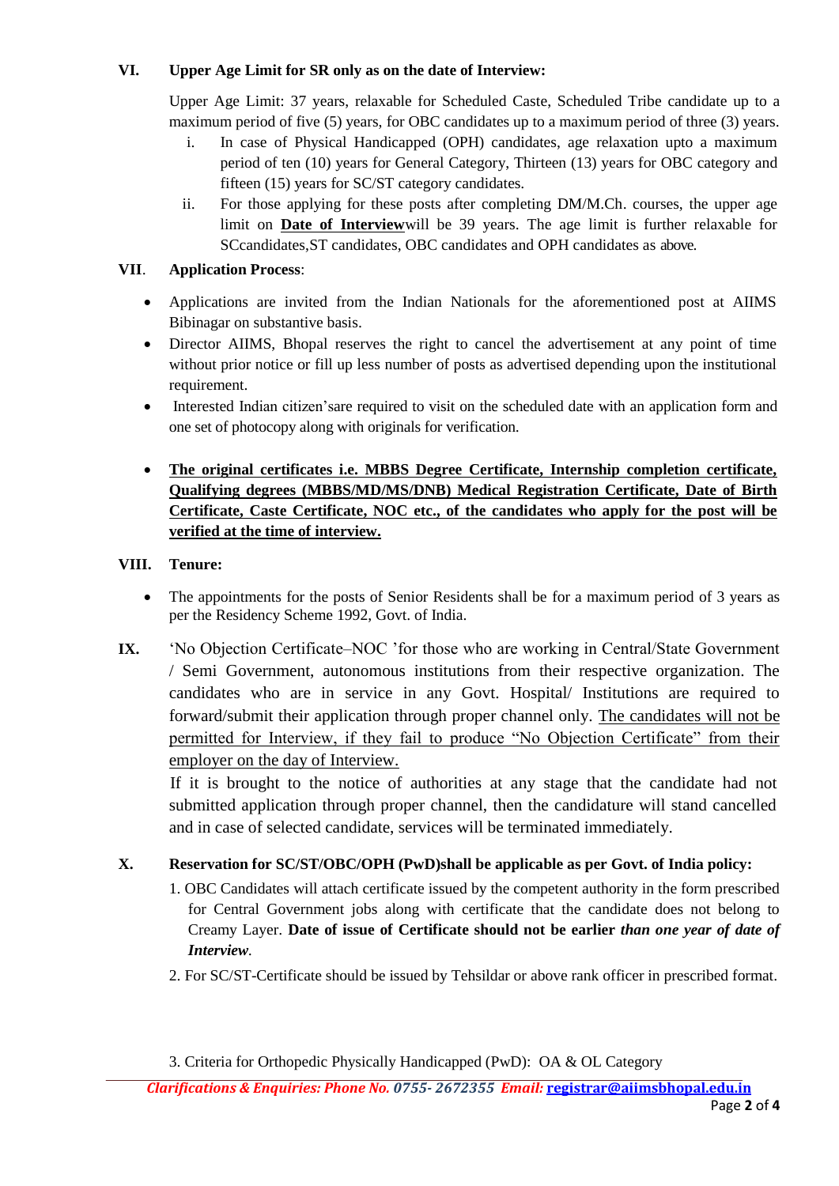### VI. Upper Age Limit for SR only as on the date of Interview:

Upper Age Limit: 37 years, relaxable for Scheduled Caste, Scheduled Tribe candidate up to a maximum period of five (5) years, for OBC candidates up to a maximum period of three (3) years.

i. In case of Physical Handicapped (OPH) candidates, age relaxation upto a maximum period of ten (10) years for General Category, Thirteen (13) years for OBC category and fifteen (15) years for SC/ST category candidates.

ii. For those applying for these posts after completing DM/M.Ch. courses, the upper age limit on **Date of Interview**will be 39 years. The age limit is further relaxable for SCcandidates,ST candidates, OBC candidates and OPH candidates as above.

### VII. Application Process:

- Applications are invited from the Indian Nationals for the aforementioned post at AIIMS Bibinagar on substantive basis.
- Director AIIMS, Bhopal reserves the right to cancel the advertisement at any point of time without prior notice or fill up less number of posts as advertised depending upon the institutional requirement.
- Interested Indian citizen'sare required to visit on the scheduled date with an application form and one set of photocopy along with originals for verification.
- **The original certificates i.e. MBBS Degree Certificate, Internship completion certificate, Qualifying degrees (MBBS/MD/MS/DNB) Medical Registration Certificate, Date of Birth Certificate, Caste Certificate, NOC etc., of the candidates who apply for the post will be verified at the time of interview.**

### VIII. Tenure:

- The appointments for the posts of Senior Residents shall be for a maximum period of 3 years as per the Residency Scheme 1992, Govt. of India.

**IX.** 'No Objection Certificate–NOC 'for those who are working in Central/State Government / Semi Government, autonomous institutions from their respective organization. The candidates who are in service in any Govt. Hospital/ Institutions are required to forward/submit their application through proper channel only. The candidates will not be permitted for Interview, if they fail to produce "No Objection Certificate" from their employer on the day of Interview.

If it is brought to the notice of authorities at any stage that the candidate had not submitted application through proper channel, then the candidature will stand cancelled and in case of selected candidate, services will be terminated immediately.

### X. Reservation for SC/ST/OBC/OPH (PwD)shall be applicable as per Govt. of India policy:

1. OBC Candidates will attach certificate issued by the competent authority in the form prescribed for Central Government jobs along with certificate that the candidate does not belong to Creamy Layer. **Date of issue of Certificate should not be earlier *than one year of date of Interview*.**
2. For SC/ST-Certificate should be issued by Tehsildar or above rank officer in prescribed format.
3. Criteria for Orthopedic Physically Handicapped (PwD): OA & OL Category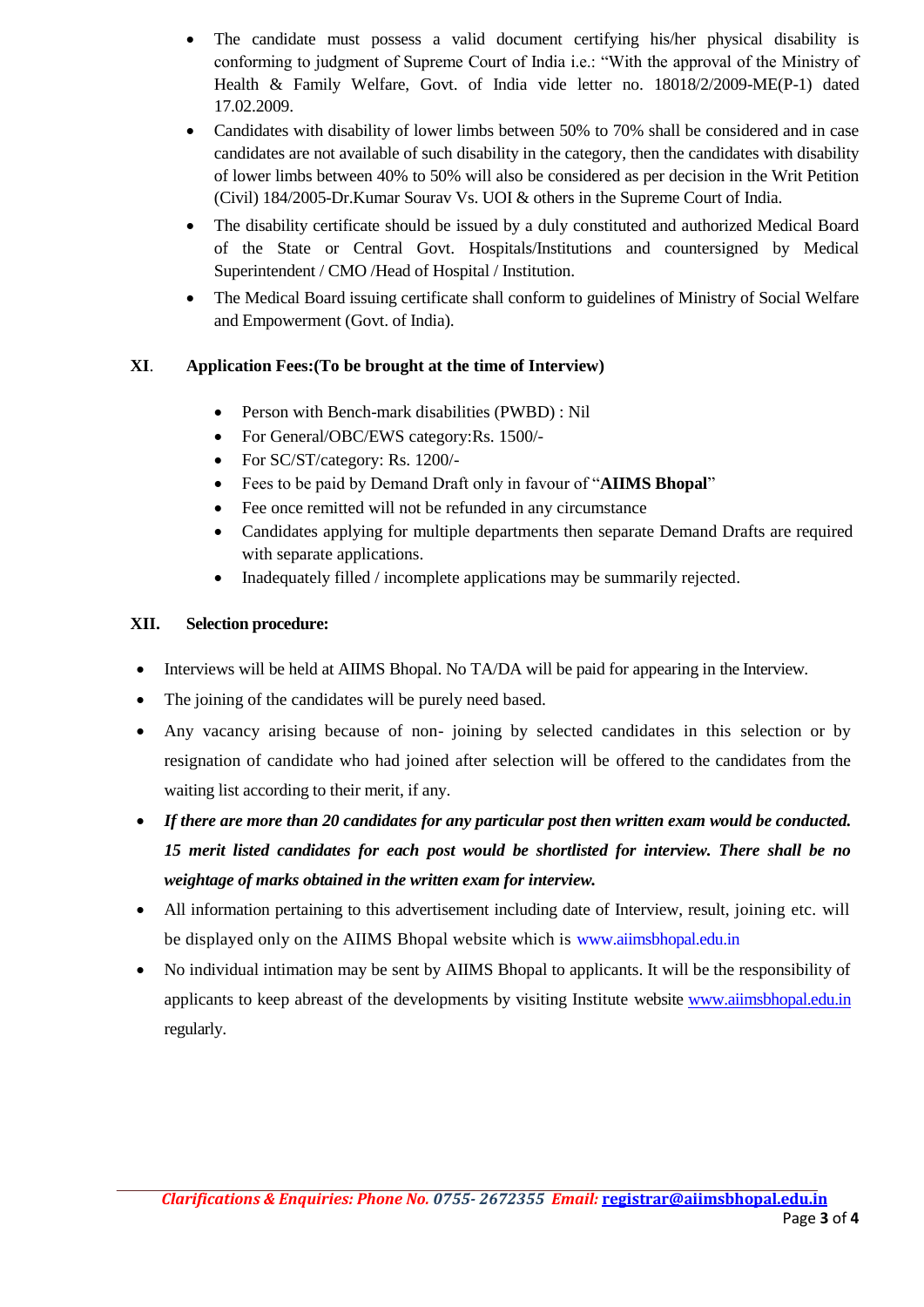- The candidate must possess a valid document certifying his/her physical disability is conforming to judgment of Supreme Court of India i.e.: "With the approval of the Ministry of Health & Family Welfare, Govt. of India vide letter no. 18018/2/2009-ME(P-1) dated 17.02.2009.
- Candidates with disability of lower limbs between 50% to 70% shall be considered and in case candidates are not available of such disability in the category, then the candidates with disability of lower limbs between 40% to 50% will also be considered as per decision in the Writ Petition (Civil) 184/2005-Dr.Kumar Sourav Vs. UOI & others in the Supreme Court of India.
- The disability certificate should be issued by a duly constituted and authorized Medical Board of the State or Central Govt. Hospitals/Institutions and countersigned by Medical Superintendent / CMO /Head of Hospital / Institution.
- The Medical Board issuing certificate shall conform to guidelines of Ministry of Social Welfare and Empowerment (Govt. of India).

## XI. Application Fees:(To be brought at the time of Interview)

- Person with Bench-mark disabilities (PWBD) : Nil
- For General/OBC/EWS category:Rs. 1500/-
- For SC/ST/category: Rs. 1200/-
- Fees to be paid by Demand Draft only in favour of "**AIIMS Bhopal**"
- Fee once remitted will not be refunded in any circumstance
- Candidates applying for multiple departments then separate Demand Drafts are required with separate applications.
- Inadequately filled / incomplete applications may be summarily rejected.

## XII. Selection procedure:

- Interviews will be held at AIIMS Bhopal. No TA/DA will be paid for appearing in the Interview.
- The joining of the candidates will be purely need based.
- Any vacancy arising because of non- joining by selected candidates in this selection or by resignation of candidate who had joined after selection will be offered to the candidates from the waiting list according to their merit, if any.
- ***If there are more than 20 candidates for any particular post then written exam would be conducted. 15 merit listed candidates for each post would be shortlisted for interview. There shall be no weightage of marks obtained in the written exam for interview.***
- All information pertaining to this advertisement including date of Interview, result, joining etc. will be displayed only on the AIIMS Bhopal website which is www.aiimsbhopal.edu.in
- No individual intimation may be sent by AIIMS Bhopal to applicants. It will be the responsibility of applicants to keep abreast of the developments by visiting Institute website www.aiimsbhopal.edu.in regularly.

*Clarifications & Enquiries: Phone No. 0755- 2672355 Email:* **registrar@aiimsbhopal.edu.in**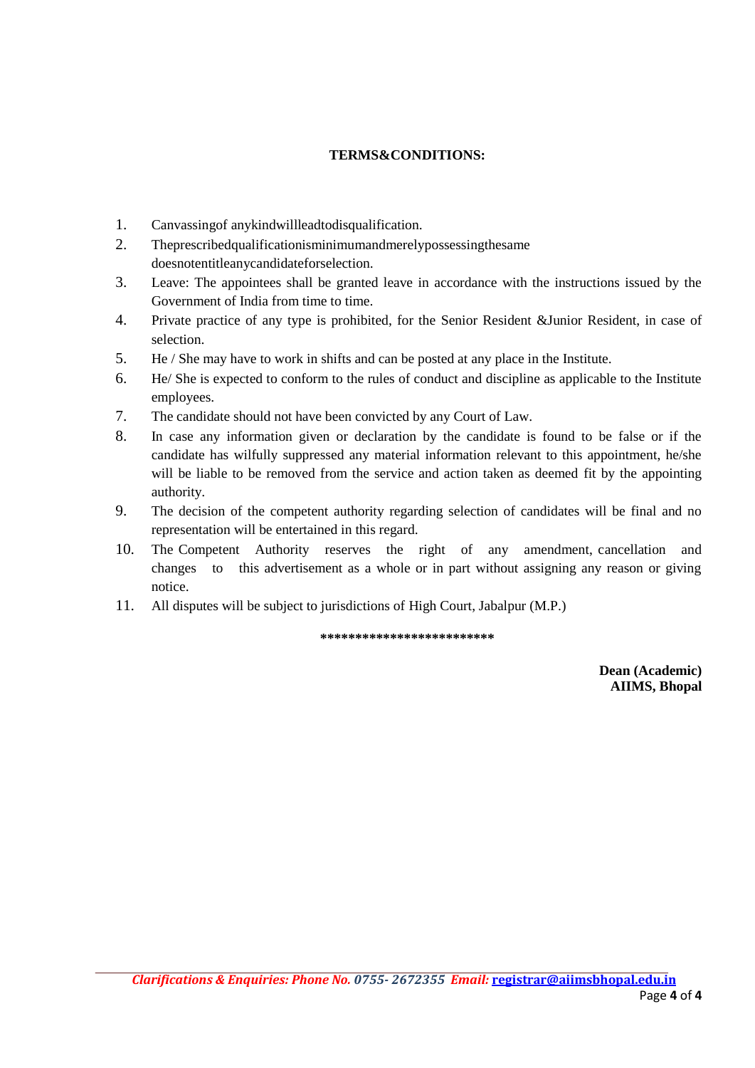**TERMS&CONDITIONS:**

1. Canvassingof anykindwillleadtodisqualification.
2. Theprescribedqualificationisminimumandmerelypossessingthesame doesnotentitleanycandidateforselection.
3. Leave: The appointees shall be granted leave in accordance with the instructions issued by the Government of India from time to time.
4. Private practice of any type is prohibited, for the Senior Resident &Junior Resident, in case of selection.
5. He / She may have to work in shifts and can be posted at any place in the Institute.
6. He/ She is expected to conform to the rules of conduct and discipline as applicable to the Institute employees.
7. The candidate should not have been convicted by any Court of Law.
8. In case any information given or declaration by the candidate is found to be false or if the candidate has wilfully suppressed any material information relevant to this appointment, he/she will be liable to be removed from the service and action taken as deemed fit by the appointing authority.
9. The decision of the competent authority regarding selection of candidates will be final and no representation will be entertained in this regard.
10. The Competent Authority reserves the right of any amendment, cancellation and changes to this advertisement as a whole or in part without assigning any reason or giving notice.
11. All disputes will be subject to jurisdictions of High Court, Jabalpur (M.P.)

*************************

**Dean (Academic)**
**AIIMS, Bhopal**

***Clarifications & Enquiries: Phone No. 0755- 2672355 Email:*** **registrar@aiimsbhopal.edu.in**